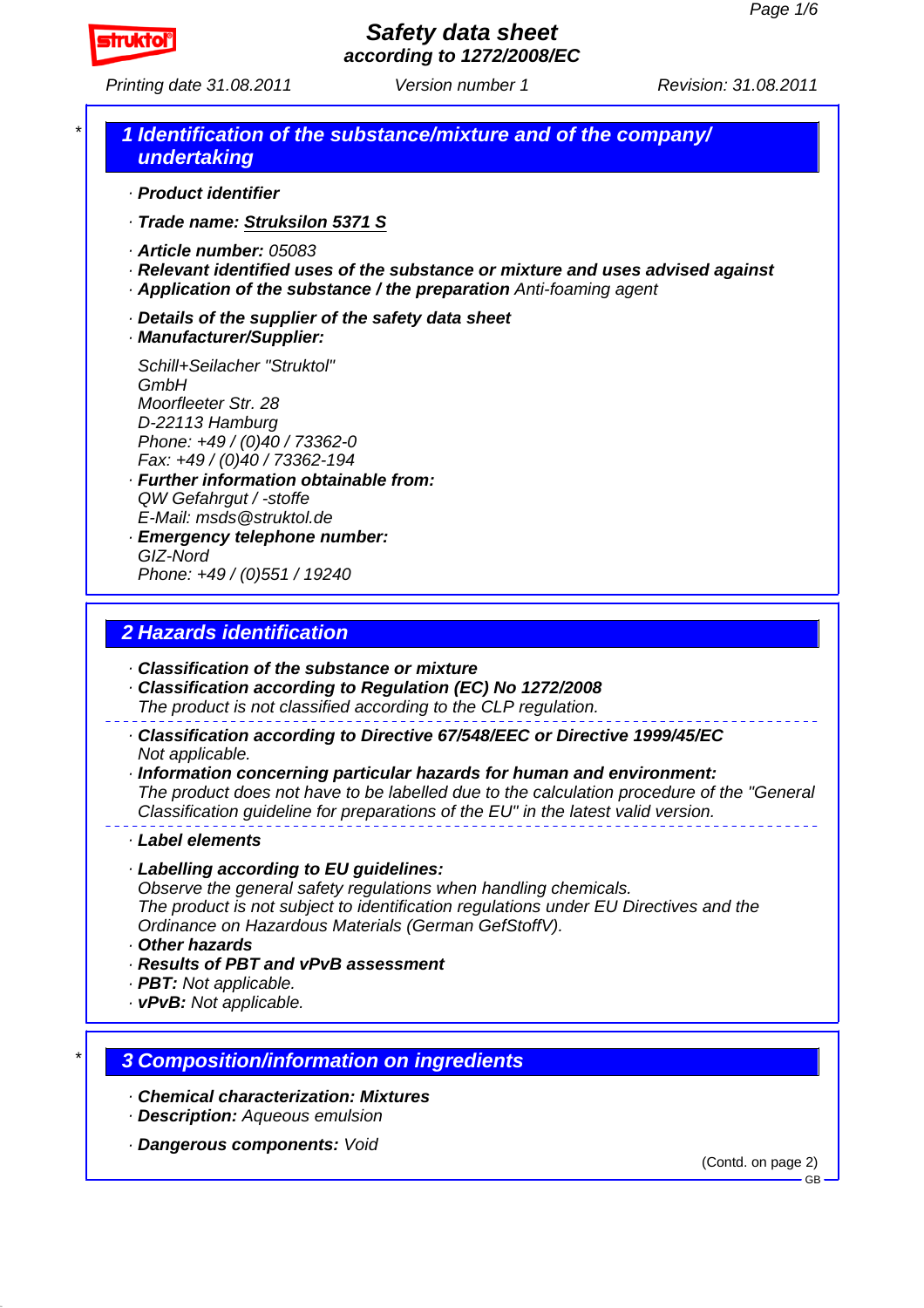# Safety data sheet
**according to 1272/2008/EC**

Printing date 31.08.2011 | Version number 1 | Revision: 31.08.2011

## 1 Identification of the substance/mixture and of the company/ undertaking

· **Product identifier**

· **Trade name: Struksilon 5371 S**

· **Article number:** 05083
· **Relevant identified uses of the substance or mixture and uses advised against**
· **Application of the substance / the preparation** Anti-foaming agent

· **Details of the supplier of the safety data sheet**
· **Manufacturer/Supplier:**

Schill+Seilacher "Struktol"
GmbH
Moorfleeter Str. 28
D-22113 Hamburg
Phone: +49 / (0)40 / 73362-0
Fax: +49 / (0)40 / 73362-194

· **Further information obtainable from:**
QW Gefahrgut / -stoffe
E-Mail: msds@struktol.de
· **Emergency telephone number:**
GIZ-Nord
Phone: +49 / (0)551 / 19240

## 2 Hazards identification

· **Classification of the substance or mixture**
· **Classification according to Regulation (EC) No 1272/2008**
The product is not classified according to the CLP regulation.

· **Classification according to Directive 67/548/EEC or Directive 1999/45/EC**
Not applicable.
· **Information concerning particular hazards for human and environment:**
The product does not have to be labelled due to the calculation procedure of the "General Classification guideline for preparations of the EU" in the latest valid version.

· **Label elements**

· **Labelling according to EU guidelines:**
Observe the general safety regulations when handling chemicals.
The product is not subject to identification regulations under EU Directives and the Ordinance on Hazardous Materials (German GefStoffV).
· **Other hazards**
· **Results of PBT and vPvB assessment**
· **PBT:** Not applicable.
· **vPvB:** Not applicable.

## 3 Composition/information on ingredients

· **Chemical characterization: Mixtures**
· **Description:** Aqueous emulsion

· **Dangerous components:** Void

(Contd. on page 2)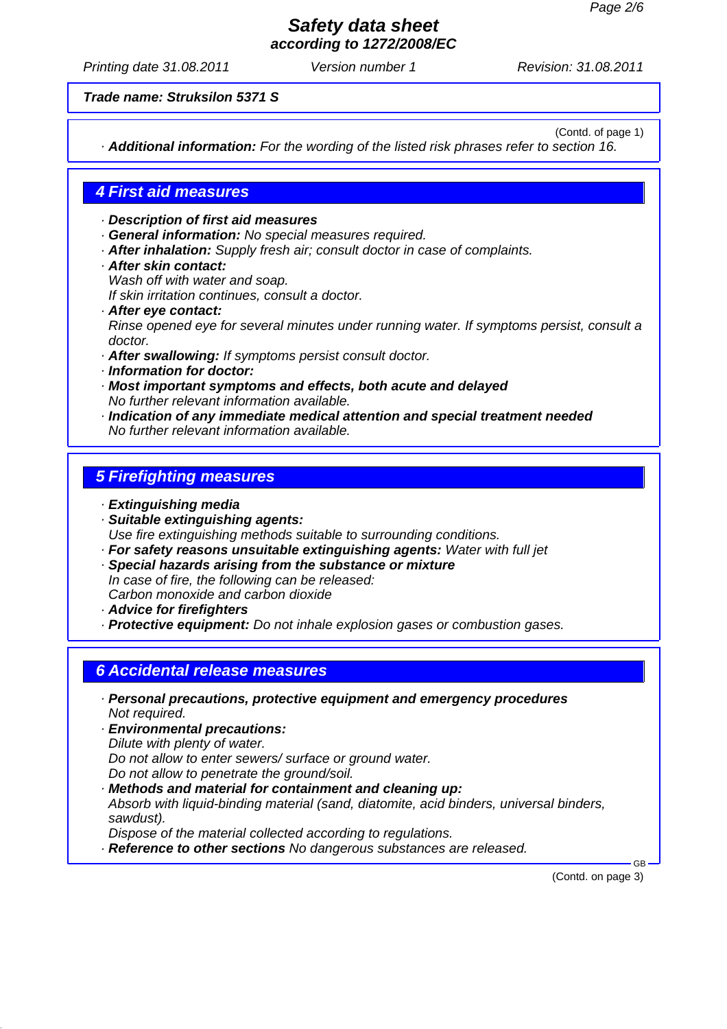**Trade name: Struksilon 5371 S**

(Contd. of page 1)

· **Additional information:** For the wording of the listed risk phrases refer to section 16.

## 4 First aid measures

· **Description of first aid measures**
· **General information:** No special measures required.
· **After inhalation:** Supply fresh air; consult doctor in case of complaints.
· **After skin contact:**
Wash off with water and soap.
If skin irritation continues, consult a doctor.
· **After eye contact:**
Rinse opened eye for several minutes under running water. If symptoms persist, consult a doctor.
· **After swallowing:** If symptoms persist consult doctor.
· **Information for doctor:**
· **Most important symptoms and effects, both acute and delayed**
No further relevant information available.
· **Indication of any immediate medical attention and special treatment needed**
No further relevant information available.

## 5 Firefighting measures

· **Extinguishing media**
· **Suitable extinguishing agents:**
Use fire extinguishing methods suitable to surrounding conditions.
· **For safety reasons unsuitable extinguishing agents:** Water with full jet
· **Special hazards arising from the substance or mixture**
In case of fire, the following can be released:
Carbon monoxide and carbon dioxide
· **Advice for firefighters**
· **Protective equipment:** Do not inhale explosion gases or combustion gases.

## 6 Accidental release measures

· **Personal precautions, protective equipment and emergency procedures**
Not required.
· **Environmental precautions:**
Dilute with plenty of water.
Do not allow to enter sewers/ surface or ground water.
Do not allow to penetrate the ground/soil.
· **Methods and material for containment and cleaning up:**
Absorb with liquid-binding material (sand, diatomite, acid binders, universal binders, sawdust).
Dispose of the material collected according to regulations.
· **Reference to other sections** No dangerous substances are released.

(Contd. on page 3)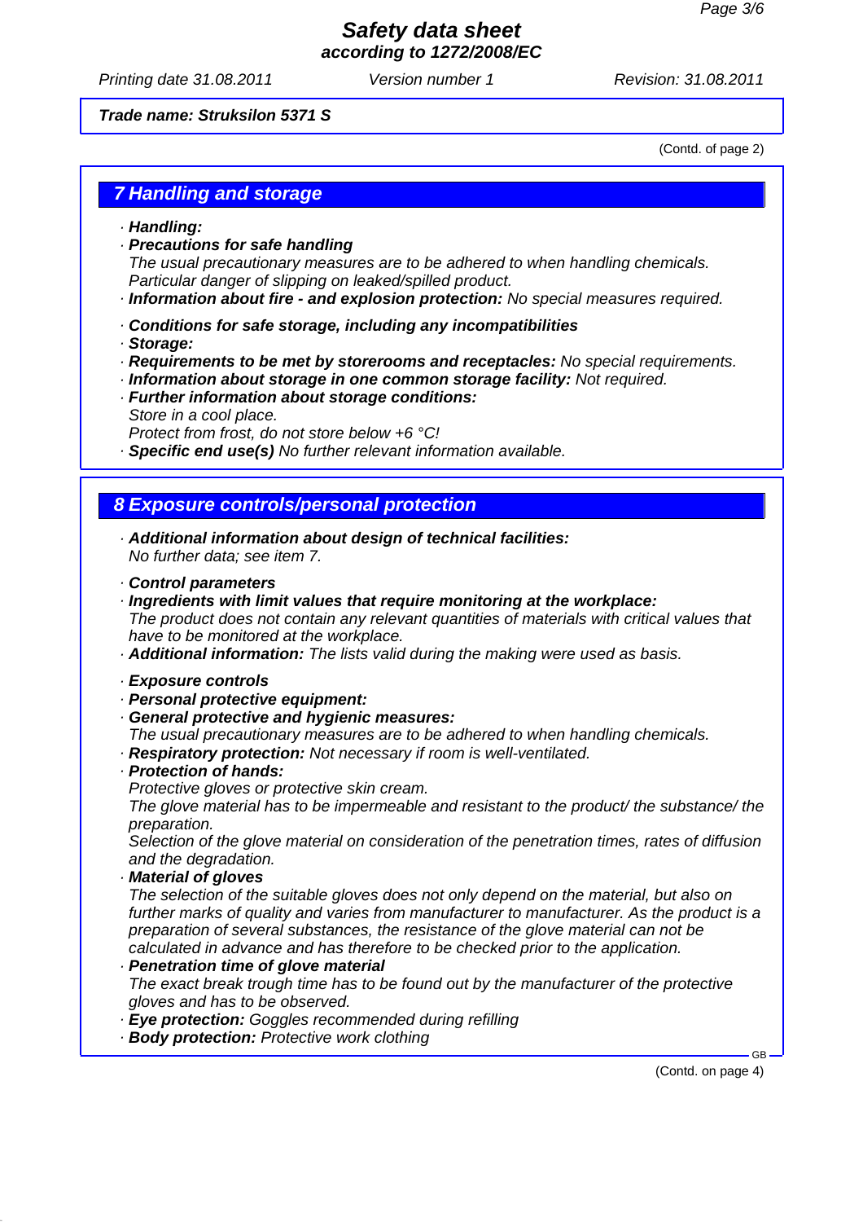**Trade name: Struksilon 5371 S**

(Contd. of page 2)

## 7 Handling and storage

· **Handling:**
· **Precautions for safe handling**
The usual precautionary measures are to be adhered to when handling chemicals.
Particular danger of slipping on leaked/spilled product.
· **Information about fire - and explosion protection:** No special measures required.

· **Conditions for safe storage, including any incompatibilities**
· **Storage:**
· **Requirements to be met by storerooms and receptacles:** No special requirements.
· **Information about storage in one common storage facility:** Not required.
· **Further information about storage conditions:**
Store in a cool place.
Protect from frost, do not store below +6 °C!
· **Specific end use(s)** No further relevant information available.

## 8 Exposure controls/personal protection

· **Additional information about design of technical facilities:**
No further data; see item 7.

· **Control parameters**
· **Ingredients with limit values that require monitoring at the workplace:**
The product does not contain any relevant quantities of materials with critical values that have to be monitored at the workplace.
· **Additional information:** The lists valid during the making were used as basis.

· **Exposure controls**
· **Personal protective equipment:**
· **General protective and hygienic measures:**
The usual precautionary measures are to be adhered to when handling chemicals.
· **Respiratory protection:** Not necessary if room is well-ventilated.
· **Protection of hands:**
Protective gloves or protective skin cream.
The glove material has to be impermeable and resistant to the product/ the substance/ the preparation.
Selection of the glove material on consideration of the penetration times, rates of diffusion and the degradation.
· **Material of gloves**
The selection of the suitable gloves does not only depend on the material, but also on further marks of quality and varies from manufacturer to manufacturer. As the product is a preparation of several substances, the resistance of the glove material can not be calculated in advance and has therefore to be checked prior to the application.
· **Penetration time of glove material**
The exact break trough time has to be found out by the manufacturer of the protective gloves and has to be observed.
· **Eye protection:** Goggles recommended during refilling
· **Body protection:** Protective work clothing

(Contd. on page 4)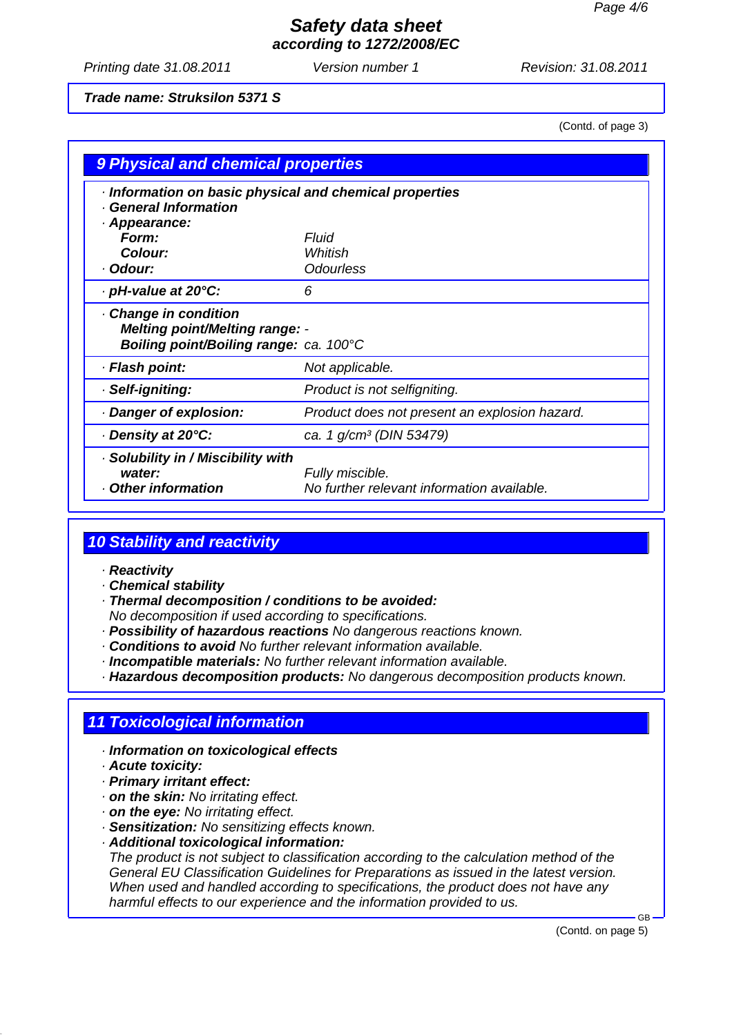**Trade name: Struksilon 5371 S**

(Contd. of page 3)

## 9 Physical and chemical properties

· **Information on basic physical and chemical properties**
· **General Information**
· **Appearance:**

| | |
|---|---|
| **Form:** | Fluid |
| **Colour:** | Whitish |
| · **Odour:** | Odourless |
| · **pH-value at 20°C:** | 6 |
| · **Change in condition** | |
| **Melting point/Melting range:** | - |
| **Boiling point/Boiling range:** | ca. 100°C |
| · **Flash point:** | Not applicable. |
| · **Self-igniting:** | Product is not selfigniting. |
| · **Danger of explosion:** | Product does not present an explosion hazard. |
| · **Density at 20°C:** | ca. 1 g/cm³ (DIN 53479) |
| · **Solubility in / Miscibility with water:** | Fully miscible. |
| · **Other information** | No further relevant information available. |

## 10 Stability and reactivity

· **Reactivity**
· **Chemical stability**
· **Thermal decomposition / conditions to be avoided:**
No decomposition if used according to specifications.
· **Possibility of hazardous reactions** No dangerous reactions known.
· **Conditions to avoid** No further relevant information available.
· **Incompatible materials:** No further relevant information available.
· **Hazardous decomposition products:** No dangerous decomposition products known.

## 11 Toxicological information

· **Information on toxicological effects**
· **Acute toxicity:**
· **Primary irritant effect:**
· **on the skin:** No irritating effect.
· **on the eye:** No irritating effect.
· **Sensitization:** No sensitizing effects known.
· **Additional toxicological information:**
The product is not subject to classification according to the calculation method of the General EU Classification Guidelines for Preparations as issued in the latest version.
When used and handled according to specifications, the product does not have any harmful effects to our experience and the information provided to us.

(Contd. on page 5)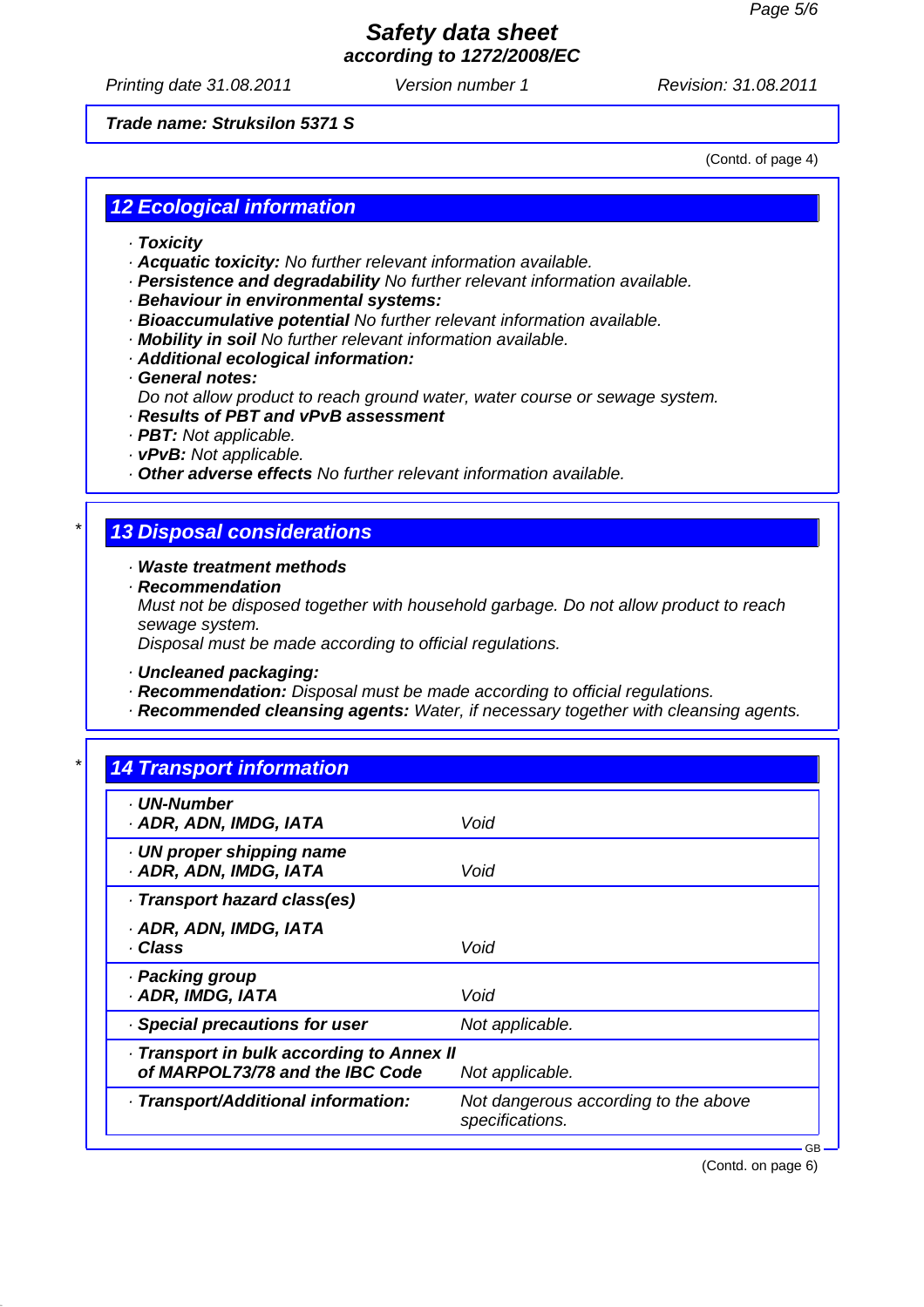**Trade name: Struksilon 5371 S**

(Contd. of page 4)

## 12 Ecological information

· **Toxicity**
· **Acquatic toxicity:** No further relevant information available.
· **Persistence and degradability** No further relevant information available.
· **Behaviour in environmental systems:**
· **Bioaccumulative potential** No further relevant information available.
· **Mobility in soil** No further relevant information available.
· **Additional ecological information:**
· **General notes:**
Do not allow product to reach ground water, water course or sewage system.
· **Results of PBT and vPvB assessment**
· **PBT:** Not applicable.
· **vPvB:** Not applicable.
· **Other adverse effects** No further relevant information available.

## * 13 Disposal considerations

· **Waste treatment methods**
· **Recommendation**
Must not be disposed together with household garbage. Do not allow product to reach sewage system.
Disposal must be made according to official regulations.

· **Uncleaned packaging:**
· **Recommendation:** Disposal must be made according to official regulations.
· **Recommended cleansing agents:** Water, if necessary together with cleansing agents.

## * 14 Transport information

| | |
|---|---|
| · **UN-Number**<br>· **ADR, ADN, IMDG, IATA** | Void |
| · **UN proper shipping name**<br>· **ADR, ADN, IMDG, IATA** | Void |
| · **Transport hazard class(es)**<br>· **ADR, ADN, IMDG, IATA**<br>· **Class** | Void |
| · **Packing group**<br>· **ADR, IMDG, IATA** | Void |
| · **Special precautions for user** | Not applicable. |
| · **Transport in bulk according to Annex II of MARPOL73/78 and the IBC Code** | Not applicable. |
| · **Transport/Additional information:** | Not dangerous according to the above specifications. |

(Contd. on page 6)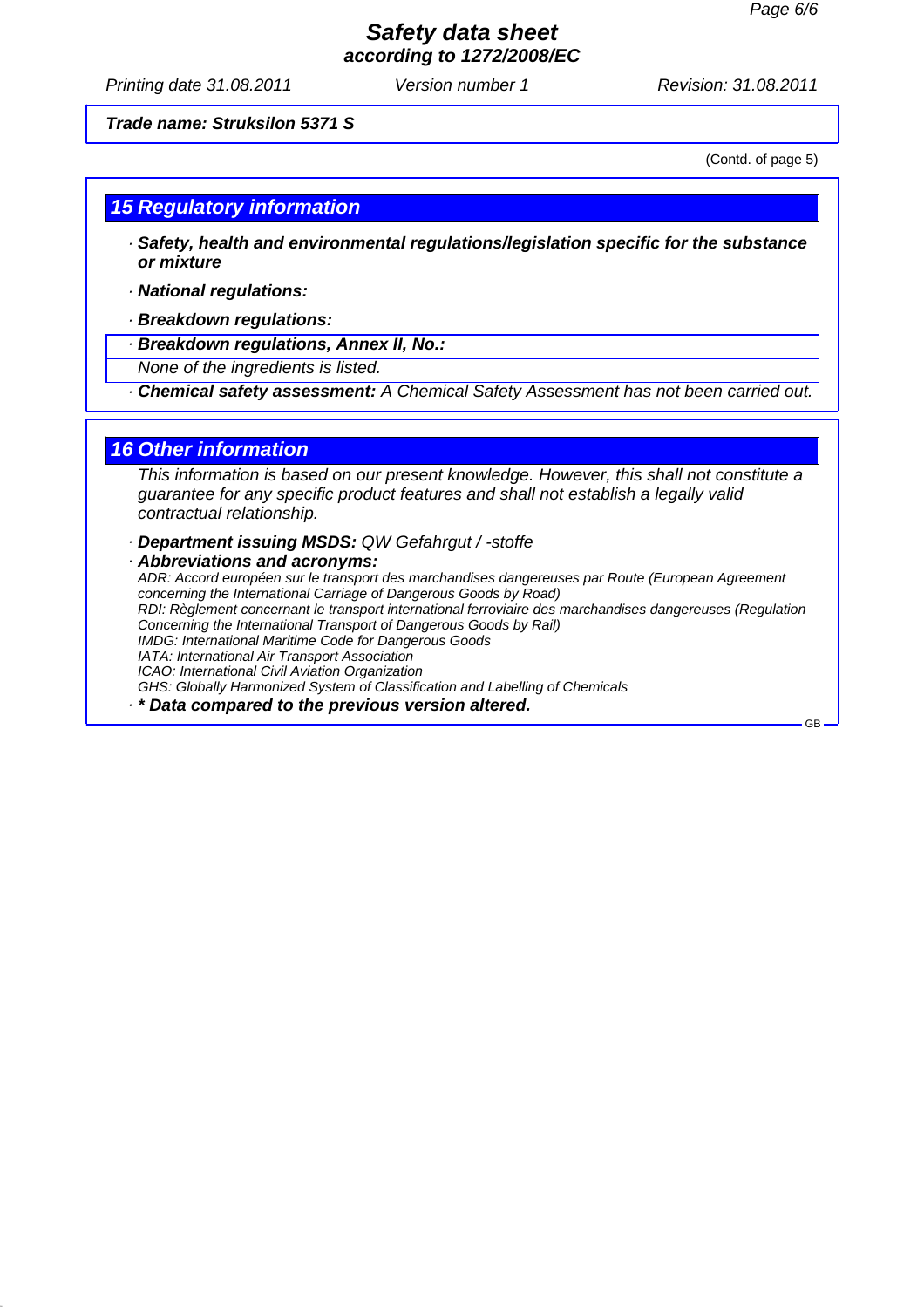**Trade name: Struksilon 5371 S**

(Contd. of page 5)

## 15 Regulatory information

· ***Safety, health and environmental regulations/legislation specific for the substance or mixture***

· ***National regulations:***

· ***Breakdown regulations:***

· ***Breakdown regulations, Annex II, No.:***

*None of the ingredients is listed.*

· ***Chemical safety assessment:*** *A Chemical Safety Assessment has not been carried out.*

## 16 Other information

*This information is based on our present knowledge. However, this shall not constitute a guarantee for any specific product features and shall not establish a legally valid contractual relationship.*

· ***Department issuing MSDS:*** *QW Gefahrgut / -stoffe*

· ***Abbreviations and acronyms:***

*ADR: Accord européen sur le transport des marchandises dangereuses par Route (European Agreement concerning the International Carriage of Dangerous Goods by Road)*
*RDI: Règlement concernant le transport international ferroviaire des marchandises dangereuses (Regulation Concerning the International Transport of Dangerous Goods by Rail)*
*IMDG: International Maritime Code for Dangerous Goods*
*IATA: International Air Transport Association*
*ICAO: International Civil Aviation Organization*
*GHS: Globally Harmonized System of Classification and Labelling of Chemicals*

· ***\* Data compared to the previous version altered.***

GB